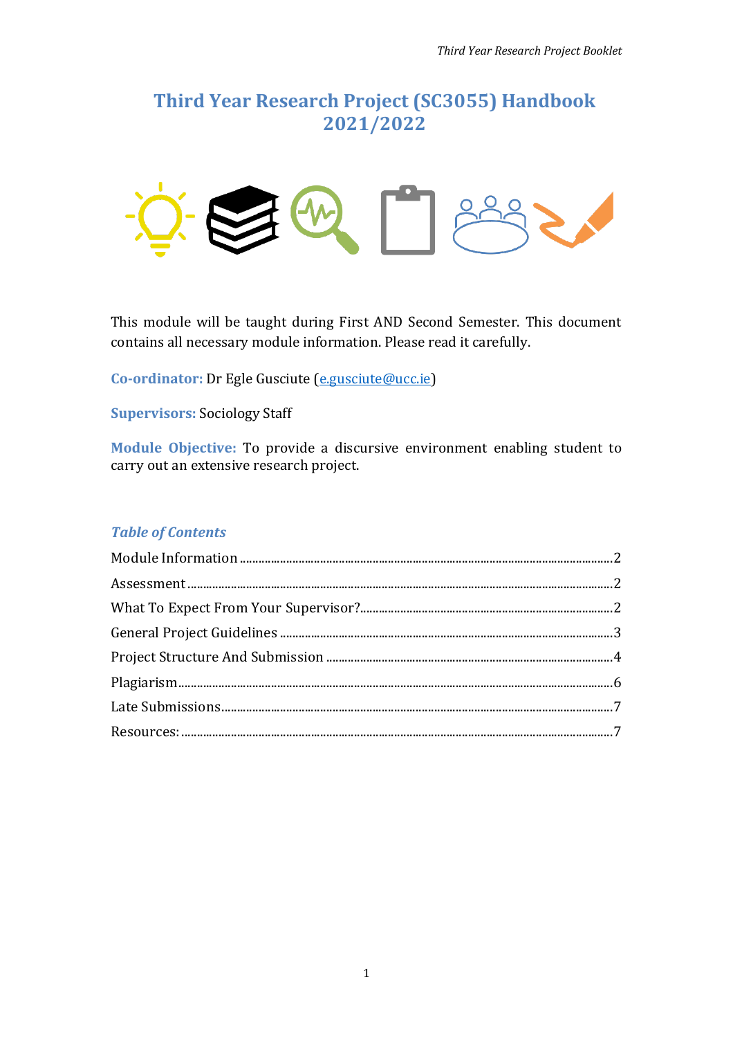# Third Year Research Project (SC3055) Handbook 2021/2022

This module will be taught during First AND Second Semester. This document contains all necessary module information. Please read it carefully.

**Co-ordinator:** Dr Egle Gusciute (e.gusciute@ucc.ie)

**Supervisors:** Sociology Staff

**Module Objective:** To provide a discursive environment enabling student to carry out an extensive research project.

## *Table of Contents*

Module Information ........................................................................2

Assessment ........................................................................2

What To Expect From Your Supervisor? ........................................................................2

General Project Guidelines ........................................................................3

Project Structure And Submission ........................................................................4

Plagiarism ........................................................................6

Late Submissions ........................................................................7

Resources: ........................................................................7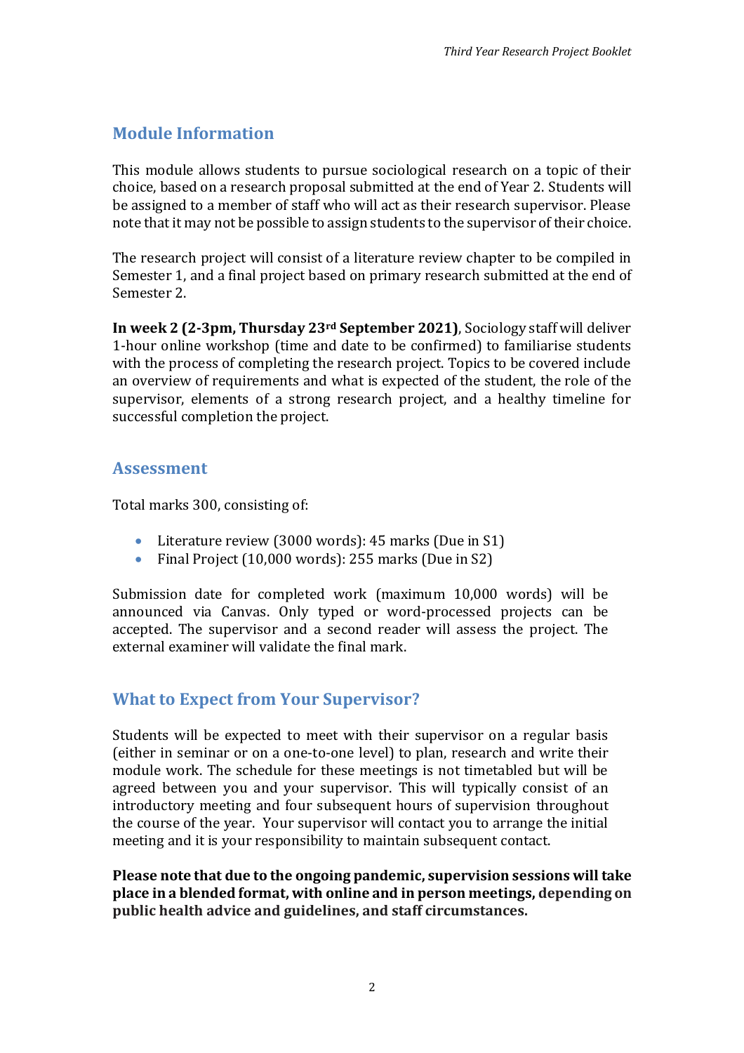## Module Information

This module allows students to pursue sociological research on a topic of their choice, based on a research proposal submitted at the end of Year 2. Students will be assigned to a member of staff who will act as their research supervisor. Please note that it may not be possible to assign students to the supervisor of their choice.

The research project will consist of a literature review chapter to be compiled in Semester 1, and a final project based on primary research submitted at the end of Semester 2.

**In week 2 (2-3pm, Thursday 23rd September 2021)**, Sociology staff will deliver 1-hour online workshop (time and date to be confirmed) to familiarise students with the process of completing the research project. Topics to be covered include an overview of requirements and what is expected of the student, the role of the supervisor, elements of a strong research project, and a healthy timeline for successful completion the project.

## Assessment

Total marks 300, consisting of:

- Literature review (3000 words): 45 marks (Due in S1)
- Final Project (10,000 words): 255 marks (Due in S2)

Submission date for completed work (maximum 10,000 words) will be announced via Canvas. Only typed or word-processed projects can be accepted. The supervisor and a second reader will assess the project. The external examiner will validate the final mark.

## What to Expect from Your Supervisor?

Students will be expected to meet with their supervisor on a regular basis (either in seminar or on a one-to-one level) to plan, research and write their module work. The schedule for these meetings is not timetabled but will be agreed between you and your supervisor. This will typically consist of an introductory meeting and four subsequent hours of supervision throughout the course of the year. Your supervisor will contact you to arrange the initial meeting and it is your responsibility to maintain subsequent contact.

**Please note that due to the ongoing pandemic, supervision sessions will take place in a blended format, with online and in person meetings, depending on public health advice and guidelines, and staff circumstances.**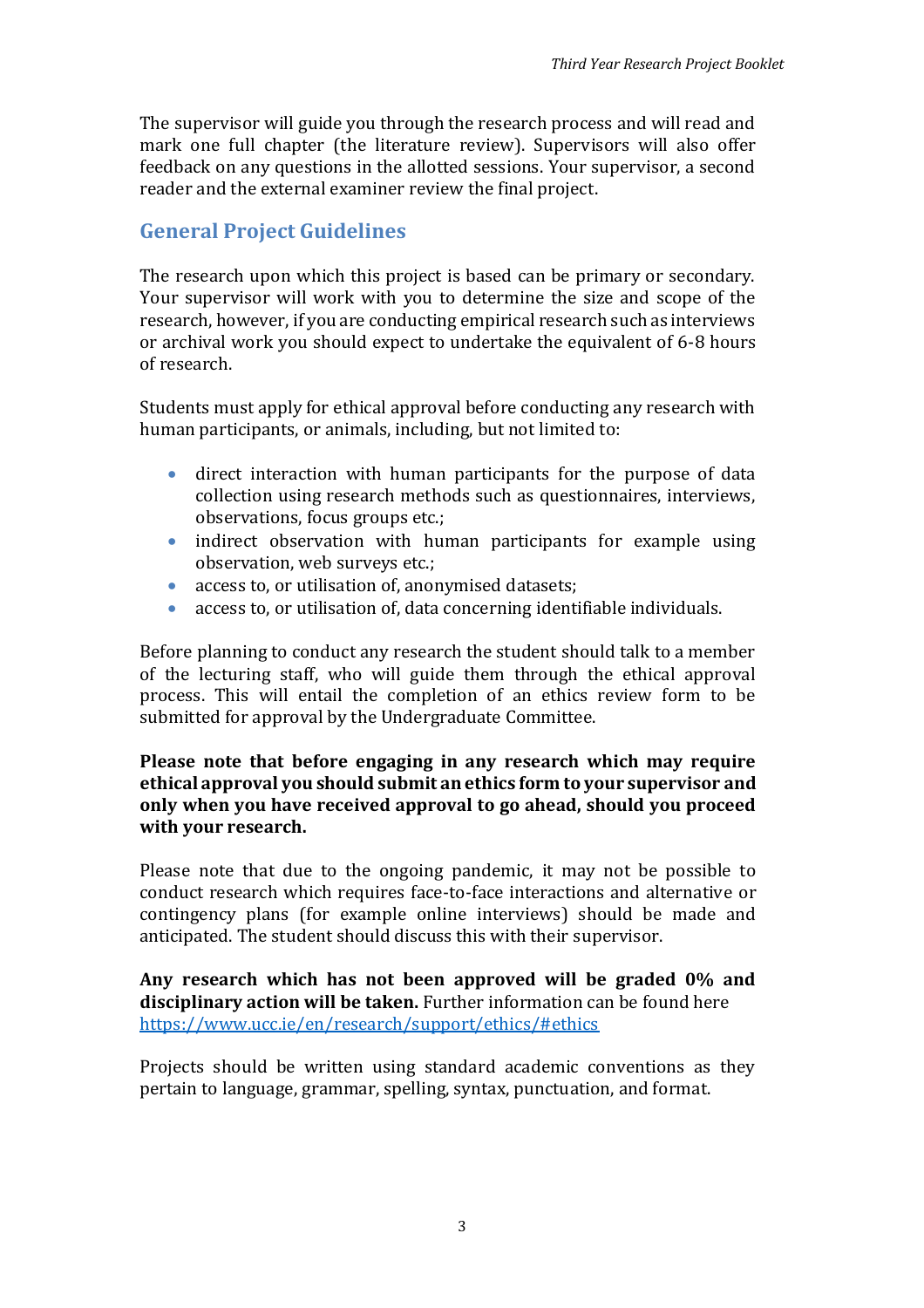The supervisor will guide you through the research process and will read and mark one full chapter (the literature review). Supervisors will also offer feedback on any questions in the allotted sessions. Your supervisor, a second reader and the external examiner review the final project.

## General Project Guidelines

The research upon which this project is based can be primary or secondary. Your supervisor will work with you to determine the size and scope of the research, however, if you are conducting empirical research such as interviews or archival work you should expect to undertake the equivalent of 6-8 hours of research.

Students must apply for ethical approval before conducting any research with human participants, or animals, including, but not limited to:

- direct interaction with human participants for the purpose of data collection using research methods such as questionnaires, interviews, observations, focus groups etc.;
- indirect observation with human participants for example using observation, web surveys etc.;
- access to, or utilisation of, anonymised datasets;
- access to, or utilisation of, data concerning identifiable individuals.

Before planning to conduct any research the student should talk to a member of the lecturing staff, who will guide them through the ethical approval process. This will entail the completion of an ethics review form to be submitted for approval by the Undergraduate Committee.

**Please note that before engaging in any research which may require ethical approval you should submit an ethics form to your supervisor and only when you have received approval to go ahead, should you proceed with your research.**

Please note that due to the ongoing pandemic, it may not be possible to conduct research which requires face-to-face interactions and alternative or contingency plans (for example online interviews) should be made and anticipated. The student should discuss this with their supervisor.

**Any research which has not been approved will be graded 0% and disciplinary action will be taken.** Further information can be found here https://www.ucc.ie/en/research/support/ethics/#ethics

Projects should be written using standard academic conventions as they pertain to language, grammar, spelling, syntax, punctuation, and format.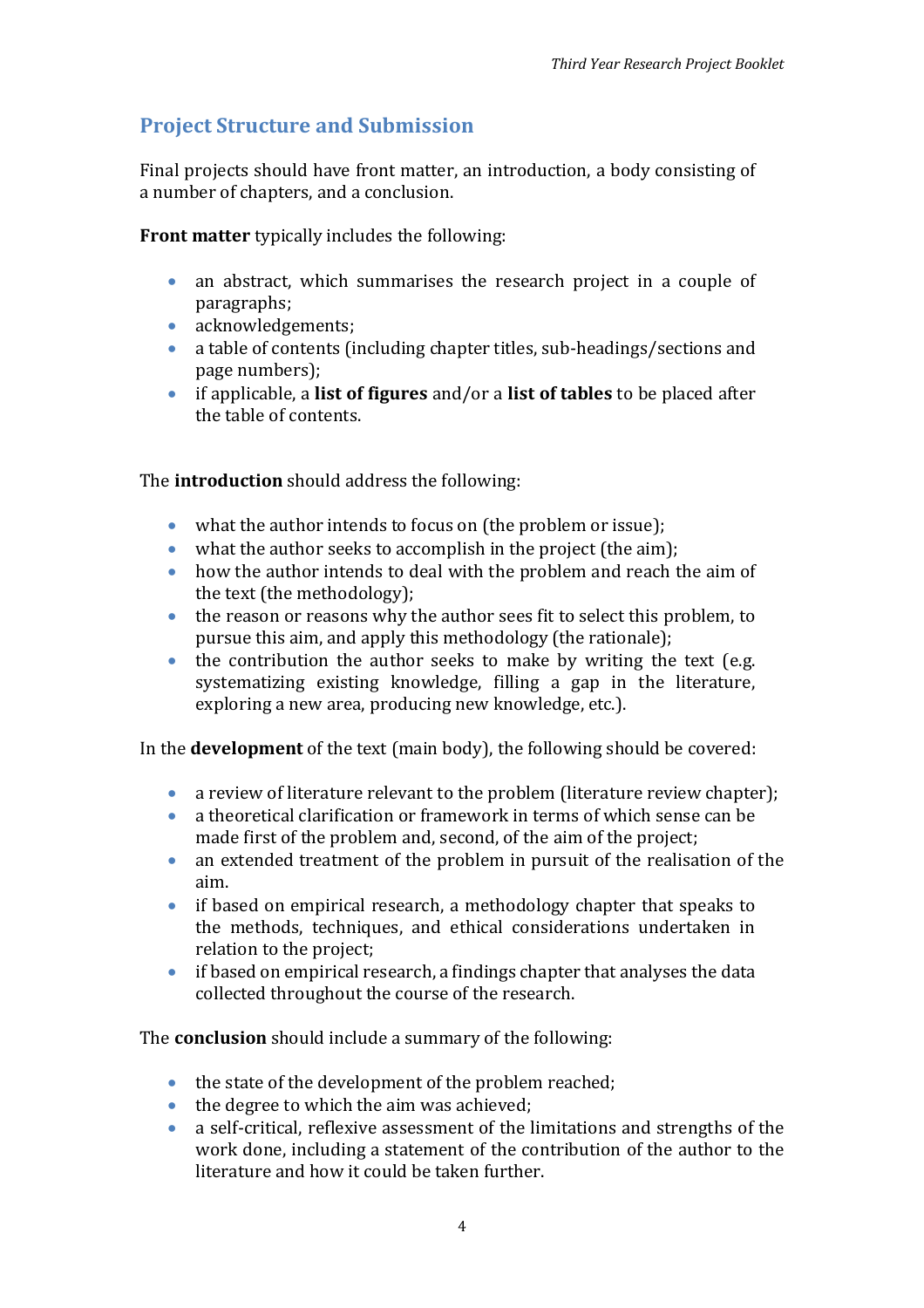## Project Structure and Submission

Final projects should have front matter, an introduction, a body consisting of a number of chapters, and a conclusion.

**Front matter** typically includes the following:

- an abstract, which summarises the research project in a couple of paragraphs;
- acknowledgements;
- a table of contents (including chapter titles, sub-headings/sections and page numbers);
- if applicable, a **list of figures** and/or a **list of tables** to be placed after the table of contents.

The **introduction** should address the following:

- what the author intends to focus on (the problem or issue);
- what the author seeks to accomplish in the project (the aim);
- how the author intends to deal with the problem and reach the aim of the text (the methodology);
- the reason or reasons why the author sees fit to select this problem, to pursue this aim, and apply this methodology (the rationale);
- the contribution the author seeks to make by writing the text (e.g. systematizing existing knowledge, filling a gap in the literature, exploring a new area, producing new knowledge, etc.).

In the **development** of the text (main body), the following should be covered:

- a review of literature relevant to the problem (literature review chapter);
- a theoretical clarification or framework in terms of which sense can be made first of the problem and, second, of the aim of the project;
- an extended treatment of the problem in pursuit of the realisation of the aim.
- if based on empirical research, a methodology chapter that speaks to the methods, techniques, and ethical considerations undertaken in relation to the project;
- if based on empirical research, a findings chapter that analyses the data collected throughout the course of the research.

The **conclusion** should include a summary of the following:

- the state of the development of the problem reached;
- the degree to which the aim was achieved;
- a self-critical, reflexive assessment of the limitations and strengths of the work done, including a statement of the contribution of the author to the literature and how it could be taken further.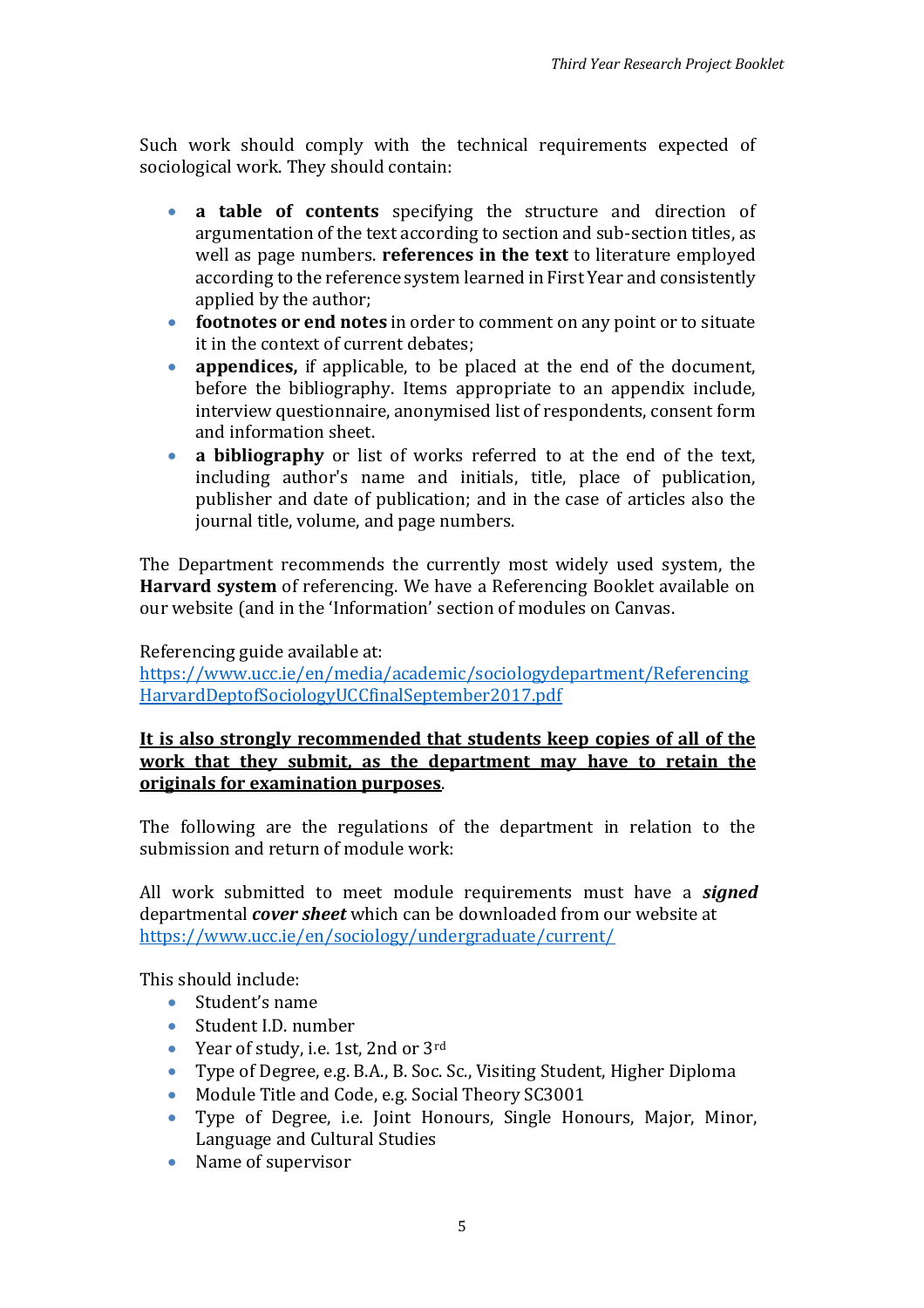Such work should comply with the technical requirements expected of sociological work. They should contain:

- **a table of contents** specifying the structure and direction of argumentation of the text according to section and sub-section titles, as well as page numbers. **references in the text** to literature employed according to the reference system learned in First Year and consistently applied by the author;
- **footnotes or end notes** in order to comment on any point or to situate it in the context of current debates;
- **appendices,** if applicable, to be placed at the end of the document, before the bibliography. Items appropriate to an appendix include, interview questionnaire, anonymised list of respondents, consent form and information sheet.
- **a bibliography** or list of works referred to at the end of the text, including author's name and initials, title, place of publication, publisher and date of publication; and in the case of articles also the journal title, volume, and page numbers.

The Department recommends the currently most widely used system, the **Harvard system** of referencing. We have a Referencing Booklet available on our website (and in the 'Information' section of modules on Canvas.

Referencing guide available at:
[https://www.ucc.ie/en/media/academic/sociologydepartment/ReferencingHarvardDeptofSociologyUCCfinalSeptember2017.pdf](https://www.ucc.ie/en/media/academic/sociologydepartment/ReferencingHarvardDeptofSociologyUCCfinalSeptember2017.pdf)

**<u>It is also strongly recommended that students keep copies of all of the work that they submit, as the department may have to retain the originals for examination purposes</u>**.

The following are the regulations of the department in relation to the submission and return of module work:

All work submitted to meet module requirements must have a ***signed*** departmental ***cover sheet*** which can be downloaded from our website at [https://www.ucc.ie/en/sociology/undergraduate/current/](https://www.ucc.ie/en/sociology/undergraduate/current/)

This should include:

- Student's name
- Student I.D. number
- Year of study, i.e. 1st, 2nd or 3rd
- Type of Degree, e.g. B.A., B. Soc. Sc., Visiting Student, Higher Diploma
- Module Title and Code, e.g. Social Theory SC3001
- Type of Degree, i.e. Joint Honours, Single Honours, Major, Minor, Language and Cultural Studies
- Name of supervisor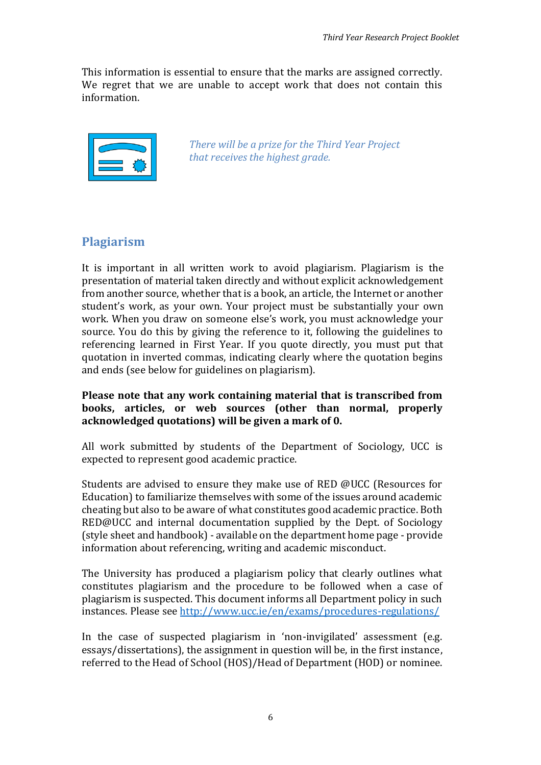This information is essential to ensure that the marks are assigned correctly. We regret that we are unable to accept work that does not contain this information.

*There will be a prize for the Third Year Project that receives the highest grade.*

## Plagiarism

It is important in all written work to avoid plagiarism. Plagiarism is the presentation of material taken directly and without explicit acknowledgement from another source, whether that is a book, an article, the Internet or another student's work, as your own. Your project must be substantially your own work. When you draw on someone else's work, you must acknowledge your source. You do this by giving the reference to it, following the guidelines to referencing learned in First Year. If you quote directly, you must put that quotation in inverted commas, indicating clearly where the quotation begins and ends (see below for guidelines on plagiarism).

**Please note that any work containing material that is transcribed from books, articles, or web sources (other than normal, properly acknowledged quotations) will be given a mark of 0.**

All work submitted by students of the Department of Sociology, UCC is expected to represent good academic practice.

Students are advised to ensure they make use of RED @UCC (Resources for Education) to familiarize themselves with some of the issues around academic cheating but also to be aware of what constitutes good academic practice. Both RED@UCC and internal documentation supplied by the Dept. of Sociology (style sheet and handbook) - available on the department home page - provide information about referencing, writing and academic misconduct.

The University has produced a plagiarism policy that clearly outlines what constitutes plagiarism and the procedure to be followed when a case of plagiarism is suspected. This document informs all Department policy in such instances. Please see [http://www.ucc.ie/en/exams/procedures-regulations/](http://www.ucc.ie/en/exams/procedures-regulations/)

In the case of suspected plagiarism in 'non-invigilated' assessment (e.g. essays/dissertations), the assignment in question will be, in the first instance, referred to the Head of School (HOS)/Head of Department (HOD) or nominee.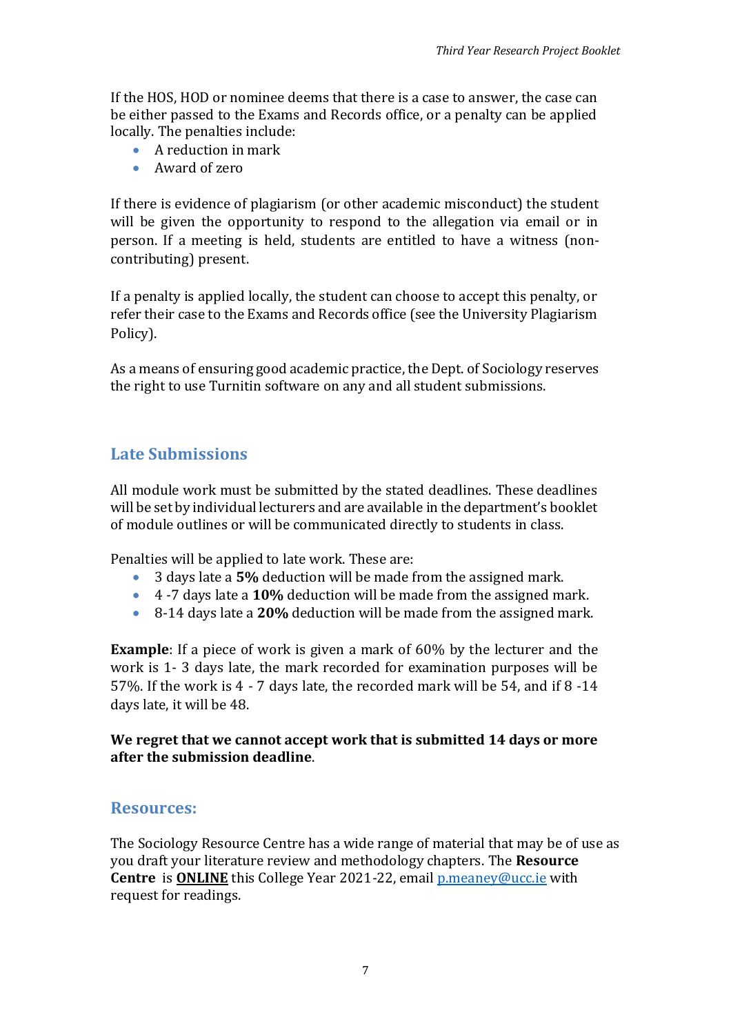If the HOS, HOD or nominee deems that there is a case to answer, the case can be either passed to the Exams and Records office, or a penalty can be applied locally. The penalties include:

- A reduction in mark
- Award of zero

If there is evidence of plagiarism (or other academic misconduct) the student will be given the opportunity to respond to the allegation via email or in person. If a meeting is held, students are entitled to have a witness (non-contributing) present.

If a penalty is applied locally, the student can choose to accept this penalty, or refer their case to the Exams and Records office (see the University Plagiarism Policy).

As a means of ensuring good academic practice, the Dept. of Sociology reserves the right to use Turnitin software on any and all student submissions.

## Late Submissions

All module work must be submitted by the stated deadlines. These deadlines will be set by individual lecturers and are available in the department's booklet of module outlines or will be communicated directly to students in class.

Penalties will be applied to late work. These are:

- 3 days late a **5%** deduction will be made from the assigned mark.
- 4 -7 days late a **10%** deduction will be made from the assigned mark.
- 8-14 days late a **20%** deduction will be made from the assigned mark.

**Example**: If a piece of work is given a mark of 60% by the lecturer and the work is 1- 3 days late, the mark recorded for examination purposes will be 57%. If the work is 4 - 7 days late, the recorded mark will be 54, and if 8 -14 days late, it will be 48.

**We regret that we cannot accept work that is submitted 14 days or more after the submission deadline**.

## Resources:

The Sociology Resource Centre has a wide range of material that may be of use as you draft your literature review and methodology chapters. The **Resource Centre** is **ONLINE** this College Year 2021-22, email p.meaney@ucc.ie with request for readings.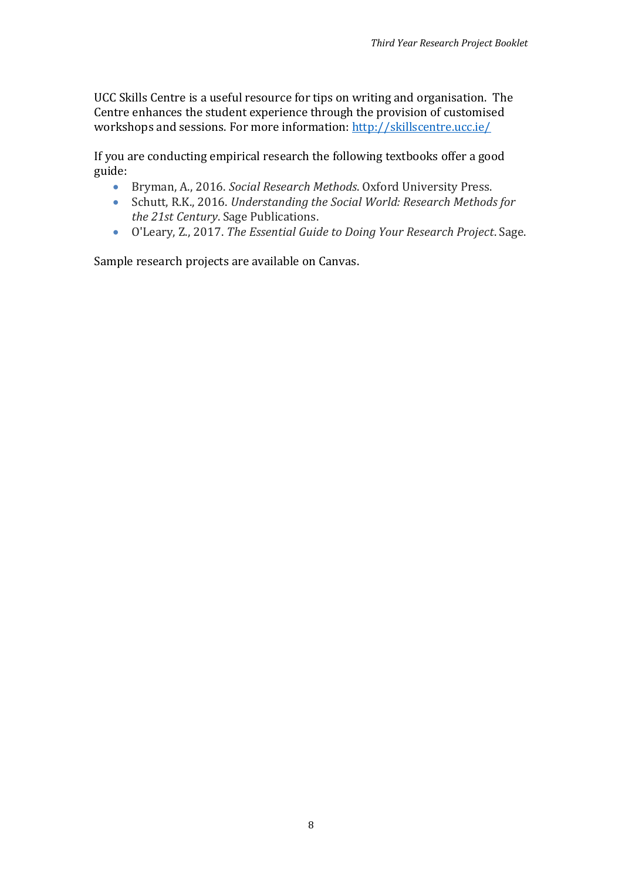UCC Skills Centre is a useful resource for tips on writing and organisation. The Centre enhances the student experience through the provision of customised workshops and sessions. For more information: [http://skillscentre.ucc.ie/](http://skillscentre.ucc.ie/)

If you are conducting empirical research the following textbooks offer a good guide:

- Bryman, A., 2016. *Social Research Methods*. Oxford University Press.
- Schutt, R.K., 2016. *Understanding the Social World: Research Methods for the 21st Century*. Sage Publications.
- O'Leary, Z., 2017. *The Essential Guide to Doing Your Research Project*. Sage.

Sample research projects are available on Canvas.